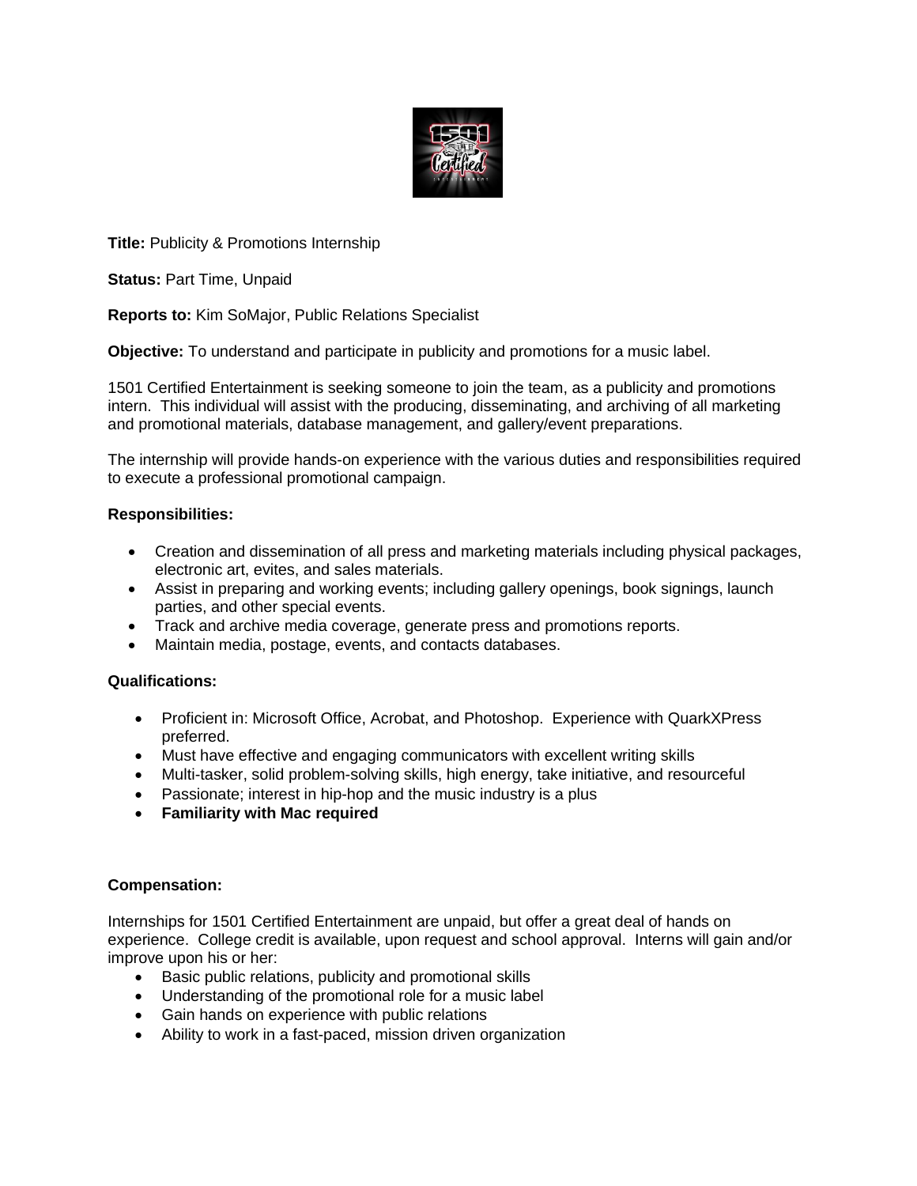**Title:** Publicity & Promotions Internship

**Status:** Part Time, Unpaid

**Reports to:** Kim SoMajor, Public Relations Specialist

**Objective:** To understand and participate in publicity and promotions for a music label.

1501 Certified Entertainment is seeking someone to join the team, as a publicity and promotions intern. This individual will assist with the producing, disseminating, and archiving of all marketing and promotional materials, database management, and gallery/event preparations.

The internship will provide hands-on experience with the various duties and responsibilities required to execute a professional promotional campaign.

**Responsibilities:**

- Creation and dissemination of all press and marketing materials including physical packages, electronic art, evites, and sales materials.
- Assist in preparing and working events; including gallery openings, book signings, launch parties, and other special events.
- Track and archive media coverage, generate press and promotions reports.
- Maintain media, postage, events, and contacts databases.

**Qualifications:**

- Proficient in: Microsoft Office, Acrobat, and Photoshop. Experience with QuarkXPress preferred.
- Must have effective and engaging communicators with excellent writing skills
- Multi-tasker, solid problem-solving skills, high energy, take initiative, and resourceful
- Passionate; interest in hip-hop and the music industry is a plus
- **Familiarity with Mac required**

**Compensation:**

Internships for 1501 Certified Entertainment are unpaid, but offer a great deal of hands on experience. College credit is available, upon request and school approval. Interns will gain and/or improve upon his or her:

- Basic public relations, publicity and promotional skills
- Understanding of the promotional role for a music label
- Gain hands on experience with public relations
- Ability to work in a fast-paced, mission driven organization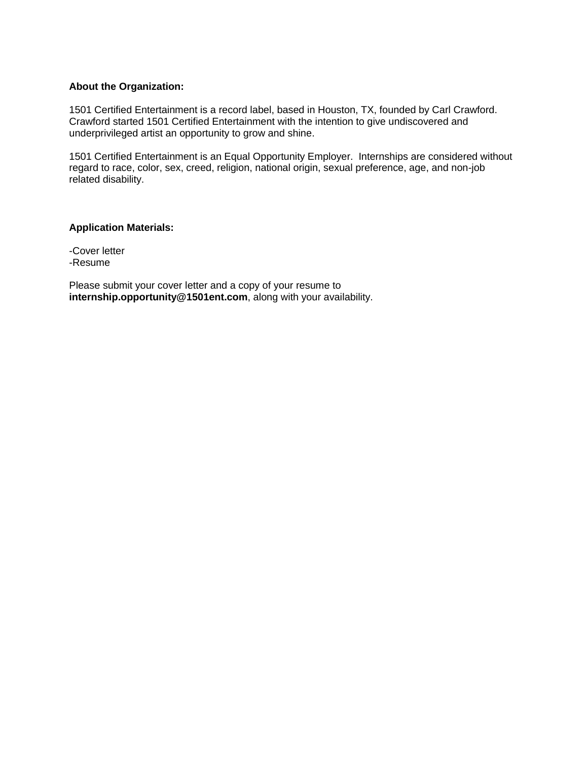**About the Organization:**

1501 Certified Entertainment is a record label, based in Houston, TX, founded by Carl Crawford. Crawford started 1501 Certified Entertainment with the intention to give undiscovered and underprivileged artist an opportunity to grow and shine.

1501 Certified Entertainment is an Equal Opportunity Employer. Internships are considered without regard to race, color, sex, creed, religion, national origin, sexual preference, age, and non-job related disability.

**Application Materials:**

-Cover letter
-Resume

Please submit your cover letter and a copy of your resume to **internship.opportunity@1501ent.com**, along with your availability.